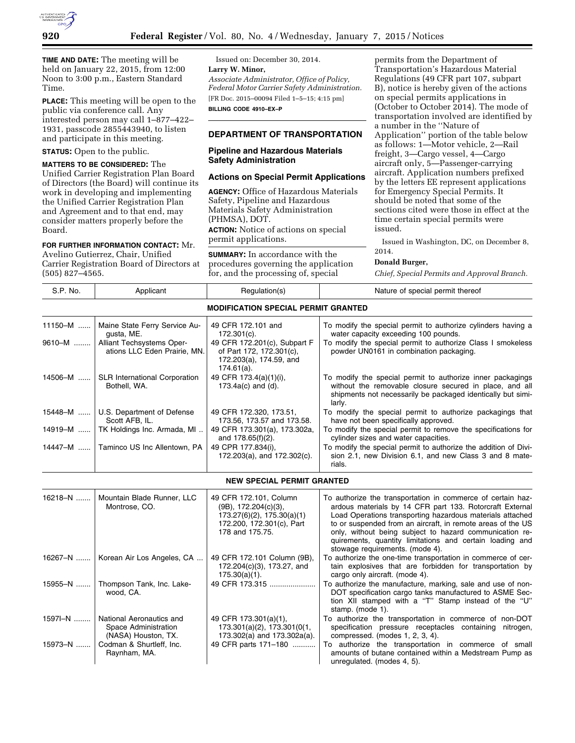**TIME AND DATE:** The meeting will be held on January 22, 2015, from 12:00 Noon to 3:00 p.m., Eastern Standard Time.

**PLACE:** This meeting will be open to the public via conference call. Any interested person may call 1–877–422–1931, passcode 2855443940, to listen and participate in this meeting.

**STATUS:** Open to the public.

**MATTERS TO BE CONSIDERED:** The Unified Carrier Registration Plan Board of Directors (the Board) will continue its work in developing and implementing the Unified Carrier Registration Plan and Agreement and to that end, may consider matters properly before the Board.

**FOR FURTHER INFORMATION CONTACT:** Mr. Avelino Gutierrez, Chair, Unified Carrier Registration Board of Directors at (505) 827–4565.

Issued on: December 30, 2014.

**Larry W. Minor,**

*Associate Administrator, Office of Policy, Federal Motor Carrier Safety Administration.*

[FR Doc. 2015–00094 Filed 1–5–15; 4:15 pm]

**BILLING CODE 4910–EX–P**

## DEPARTMENT OF TRANSPORTATION

### Pipeline and Hazardous Materials Safety Administration

### Actions on Special Permit Applications

**AGENCY:** Office of Hazardous Materials Safety, Pipeline and Hazardous Materials Safety Administration (PHMSA), DOT.

**ACTION:** Notice of actions on special permit applications.

**SUMMARY:** In accordance with the procedures governing the application for, and the processing of, special permits from the Department of Transportation's Hazardous Material Regulations (49 CFR part 107, subpart B), notice is hereby given of the actions on special permits applications in (October to October 2014). The mode of transportation involved are identified by a number in the ''Nature of Application'' portion of the table below as follows: 1—Motor vehicle, 2—Rail freight, 3—Cargo vessel, 4—Cargo aircraft only, 5—Passenger-carrying aircraft. Application numbers prefixed by the letters EE represent applications for Emergency Special Permits. It should be noted that some of the sections cited were those in effect at the time certain special permits were issued.

Issued in Washington, DC, on December 8, 2014.

**Donald Burger,**

*Chief, Special Permits and Approval Branch.*

| S.P. No. | Applicant | Regulation(s) | Nature of special permit thereof |
|---|---|---|---|
| | | **MODIFICATION SPECIAL PERMIT GRANTED** | |
| 11150–M | Maine State Ferry Service Augusta, ME. | 49 CFR 172.101 and 172.301(c). | To modify the special permit to authorize cylinders having a water capacity exceeding 100 pounds. |
| 9610–M | Alliant Techsystems Operations LLC Eden Prairie, MN. | 49 CFR 172.201(c), Subpart F of Part 172, 172.301(c), 172.203(a), 174.59, and 174.61(a). | To modify the special permit to authorize Class I smokeless powder UN0161 in combination packaging. |
| 14506–M | SLR International Corporation Bothell, WA. | 49 CFR 173.4(a)(1)(i), 173.4a(c) and (d). | To modify the special permit to authorize inner packagings without the removable closure secured in place, and all shipments not necessarily be packaged identically but similarly. |
| 15448–M | U.S. Department of Defense Scott AFB, IL. | 49 CFR 172.320, 173.51, 173.56, 173.57 and 173.58. | To modify the special permit to authorize packagings that have not been specifically approved. |
| 14919–M | TK Holdings Inc. Armada, MI | 49 CFR 173.301(a), 173.302a, and 178.65(f)(2). | To modify the special permit to remove the specifications for cylinder sizes and water capacities. |
| 14447–M | Taminco US Inc Allentown, PA | 49 CPR 177.834(i), 172.203(a), and 172.302(c). | To modify the special permit to authorize the addition of Division 2.1, new Division 6.1, and new Class 3 and 8 materials. |
| | | **NEW SPECIAL PERMIT GRANTED** | |
| 16218–N | Mountain Blade Runner, LLC Montrose, CO. | 49 CFR 172.101, Column (9B), 172.204(c)(3), 173.27(6)(2), 175.30(a)(1) 172.200, 172.301(c), Part 178 and 175.75. | To authorize the transportation in commerce of certain hazardous materials by 14 CFR part 133. Rotorcraft External Load Operations transporting hazardous materials attached to or suspended from an aircraft, in remote areas of the US only, without being subject to hazard communication requirements, quantity limitations and certain loading and stowage requirements. (mode 4). |
| 16267–N | Korean Air Los Angeles, CA | 49 CFR 172.101 Column (9B), 172.204(c)(3), 173.27, and 175.30(a)(1). | To authorize the one-time transportation in commerce of certain explosives that are forbidden for transportation by cargo only aircraft. (mode 4). |
| 15955–N | Thompson Tank, Inc. Lakewood, CA. | 49 CFR 173.315 | To authorize the manufacture, marking, sale and use of non-DOT specification cargo tanks manufactured to ASME Section XII stamped with a "T" Stamp instead of the "U" stamp. (mode 1). |
| 1597l–N | National Aeronautics and Space Administration (NASA) Houston, TX. | 49 CFR 173.301(a)(1), 173.301(a)(2), 173.301(0(1, 173.302(a) and 173.302a(a). | To authorize the transportation in commerce of non-DOT specification pressure receptacles containing nitrogen, compressed. (modes 1, 2, 3, 4). |
| 15973–N | Codman & Shurtleff, Inc. Raynham, MA. | 49 CFR parts 171–180 | To authorize the transportation in commerce of small amounts of butane contained within a Medstream Pump as unregulated. (modes 4, 5). |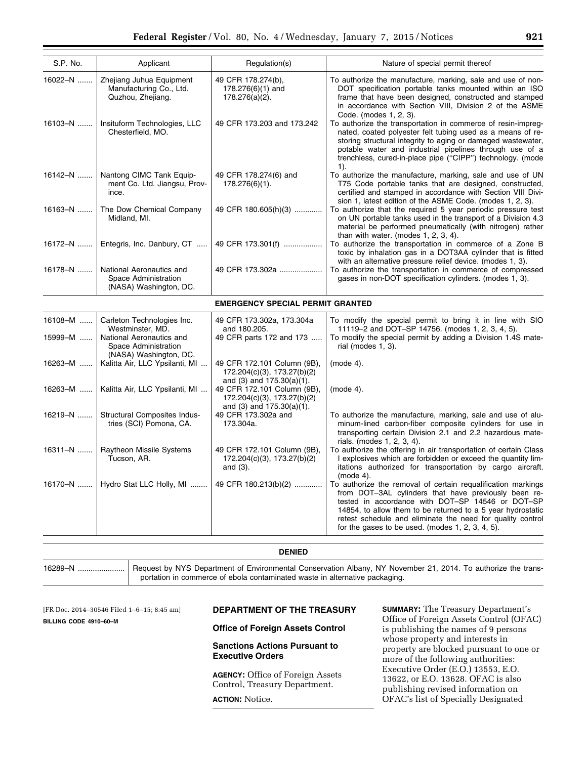| S.P. No. | Applicant | Regulation(s) | Nature of special permit thereof |
|---|---|---|---|
| 16022–N | Zhejiang Juhua Equipment Manufacturing Co., Ltd. Quzhou, Zhejiang. | 49 CFR 178.274(b), 178.276(6)(1) and 178.276(a)(2). | To authorize the manufacture, marking, sale and use of non-DOT specification portable tanks mounted within an ISO frame that have been designed, constructed and stamped in accordance with Section VIII, Division 2 of the ASME Code. (modes 1, 2, 3). |
| 16103–N | Insituform Technologies, LLC Chesterfield, MO. | 49 CFR 173.203 and 173.242 | To authorize the transportation in commerce of resin-impregnated, coated polyester felt tubing used as a means of restoring structural integrity to aging or damaged wastewater, potable water and industrial pipelines through use of a trenchless, cured-in-place pipe ("CIPP") technology. (mode 1). |
| 16142–N | Nantong CIMC Tank Equipment Co. Ltd. Jiangsu, Province. | 49 CFR 178.274(6) and 178.276(6)(1). | To authorize the manufacture, marking, sale and use of UN T75 Code portable tanks that are designed, constructed, certified and stamped in accordance with Section VIII Division 1, latest edition of the ASME Code. (modes 1, 2, 3). |
| 16163–N | The Dow Chemical Company Midland, MI. | 49 CFR 180.605(h)(3) | To authorize that the required 5 year periodic pressure test on UN portable tanks used in the transport of a Division 4.3 material be performed pneumatically (with nitrogen) rather than with water. (modes 1, 2, 3, 4). |
| 16172–N | Entegris, Inc. Danbury, CT | 49 CFR 173.301(f) | To authorize the transportation in commerce of a Zone B toxic by inhalation gas in a DOT3AA cylinder that is fitted with an alternative pressure relief device. (modes 1, 3). |
| 16178–N | National Aeronautics and Space Administration (NASA) Washington, DC. | 49 CFR 173.302a | To authorize the transportation in commerce of compressed gases in non-DOT specification cylinders. (modes 1, 3). |
| | | **EMERGENCY SPECIAL PERMIT GRANTED** | |
| 16108–M | Carleton Technologies Inc. Westminster, MD. | 49 CFR 173.302a, 173.304a and 180.205. | To modify the special permit to bring it in line with SIO 11119–2 and DOT–SP 14756. (modes 1, 2, 3, 4, 5). |
| 15999–M | National Aeronautics and Space Administration (NASA) Washington, DC. | 49 CFR parts 172 and 173 | To modify the special permit by adding a Division 1.4S material (modes 1, 3). |
| 16263–M | Kalitta Air, LLC Ypsilanti, MI | 49 CFR 172.101 Column (9B), 172.204(c)(3), 173.27(b)(2) and (3) and 175.30(a)(1). | (mode 4). |
| 16263–M | Kalitta Air, LLC Ypsilanti, MI | 49 CFR 172.101 Column (9B), 172.204(c)(3), 173.27(b)(2) and (3) and 175.30(a)(1). | (mode 4). |
| 16219–N | Structural Composites Industries (SCI) Pomona, CA. | 49 CFR 173.302a and 173.304a. | To authorize the manufacture, marking, sale and use of aluminum-lined carbon-fiber composite cylinders for use in transporting certain Division 2.1 and 2.2 hazardous materials. (modes 1, 2, 3, 4). |
| 16311–N | Raytheon Missile Systems Tucson, AR. | 49 CFR 172.101 Column (9B), 172.204(c)(3), 173.27(b)(2) and (3). | To authorize the offering in air transportation of certain Class I explosives which are forbidden or exceed the quantity limitations authorized for transportation by cargo aircraft. (mode 4). |
| 16170–N | Hydro Stat LLC Holly, MI | 49 CFR 180.213(b)(2) | To authorize the removal of certain requalification markings from DOT–3AL cylinders that have previously been retested in accordance with DOT–SP 14546 or DOT–SP 14854, to allow them to be returned to a 5 year hydrostatic retest schedule and eliminate the need for quality control for the gases to be used. (modes 1, 2, 3, 4, 5). |

**DENIED**

| | |
|---|---|
| 16289–N | Request by NYS Department of Environmental Conservation Albany, NY November 21, 2014. To authorize the transportation in commerce of ebola contaminated waste in alternative packaging. |

[FR Doc. 2014–30546 Filed 1–6–15; 8:45 am]

**BILLING CODE 4910–60–M**

## DEPARTMENT OF THE TREASURY

### Office of Foreign Assets Control

### Sanctions Actions Pursuant to Executive Orders

**AGENCY:** Office of Foreign Assets Control, Treasury Department.

**ACTION:** Notice.

**SUMMARY:** The Treasury Department's Office of Foreign Assets Control (OFAC) is publishing the names of 9 persons whose property and interests in property are blocked pursuant to one or more of the following authorities: Executive Order (E.O.) 13553, E.O. 13622, or E.O. 13628. OFAC is also publishing revised information on OFAC's list of Specially Designated